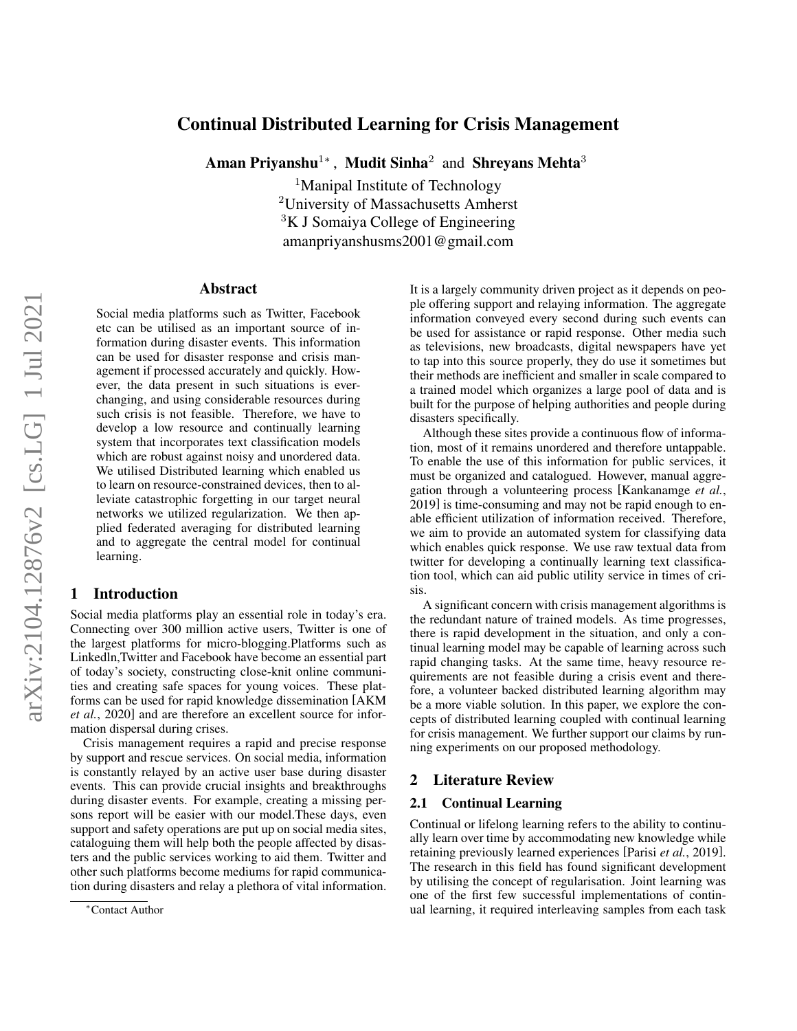# Continual Distributed Learning for Crisis Management

**Aman Priyanshu[1]\*, Mudit Sinha[2] and Shreyans Mehta[3]**

[1]Manipal Institute of Technology
[2]University of Massachusetts Amherst
[3]K J Somaiya College of Engineering
amanpriyanshusms2001@gmail.com

## Abstract

Social media platforms such as Twitter, Facebook etc can be utilised as an important source of information during disaster events. This information can be used for disaster response and crisis management if processed accurately and quickly. However, the data present in such situations is ever-changing, and using considerable resources during such crisis is not feasible. Therefore, we have to develop a low resource and continually learning system that incorporates text classification models which are robust against noisy and unordered data. We utilised Distributed learning which enabled us to learn on resource-constrained devices, then to alleviate catastrophic forgetting in our target neural networks we utilized regularization. We then applied federated averaging for distributed learning and to aggregate the central model for continual learning.

## 1 Introduction

Social media platforms play an essential role in today's era. Connecting over 300 million active users, Twitter is one of the largest platforms for micro-blogging.Platforms such as Linkedln,Twitter and Facebook have become an essential part of today's society, constructing close-knit online communities and creating safe spaces for young voices. These platforms can be used for rapid knowledge dissemination [AKM *et al.*, 2020] and are therefore an excellent source for information dispersal during crises.

Crisis management requires a rapid and precise response by support and rescue services. On social media, information is constantly relayed by an active user base during disaster events. This can provide crucial insights and breakthroughs during disaster events. For example, creating a missing persons report will be easier with our model.These days, even support and safety operations are put up on social media sites, cataloguing them will help both the people affected by disasters and the public services working to aid them. Twitter and other such platforms become mediums for rapid communication during disasters and relay a plethora of vital information. It is a largely community driven project as it depends on people offering support and relaying information. The aggregate information conveyed every second during such events can be used for assistance or rapid response. Other media such as televisions, new broadcasts, digital newspapers have yet to tap into this source properly, they do use it sometimes but their methods are inefficient and smaller in scale compared to a trained model which organizes a large pool of data and is built for the purpose of helping authorities and people during disasters specifically.

Although these sites provide a continuous flow of information, most of it remains unordered and therefore untappable. To enable the use of this information for public services, it must be organized and catalogued. However, manual aggregation through a volunteering process [Kankanamge *et al.*, 2019] is time-consuming and may not be rapid enough to enable efficient utilization of information received. Therefore, we aim to provide an automated system for classifying data which enables quick response. We use raw textual data from twitter for developing a continually learning text classification tool, which can aid public utility service in times of crisis.

A significant concern with crisis management algorithms is the redundant nature of trained models. As time progresses, there is rapid development in the situation, and only a continual learning model may be capable of learning across such rapid changing tasks. At the same time, heavy resource requirements are not feasible during a crisis event and therefore, a volunteer backed distributed learning algorithm may be a more viable solution. In this paper, we explore the concepts of distributed learning coupled with continual learning for crisis management. We further support our claims by running experiments on our proposed methodology.

## 2 Literature Review

### 2.1 Continual Learning

Continual or lifelong learning refers to the ability to continually learn over time by accommodating new knowledge while retaining previously learned experiences [Parisi *et al.*, 2019]. The research in this field has found significant development by utilising the concept of regularisation. Joint learning was one of the first few successful implementations of continual learning, it required interleaving samples from each task

\*Contact Author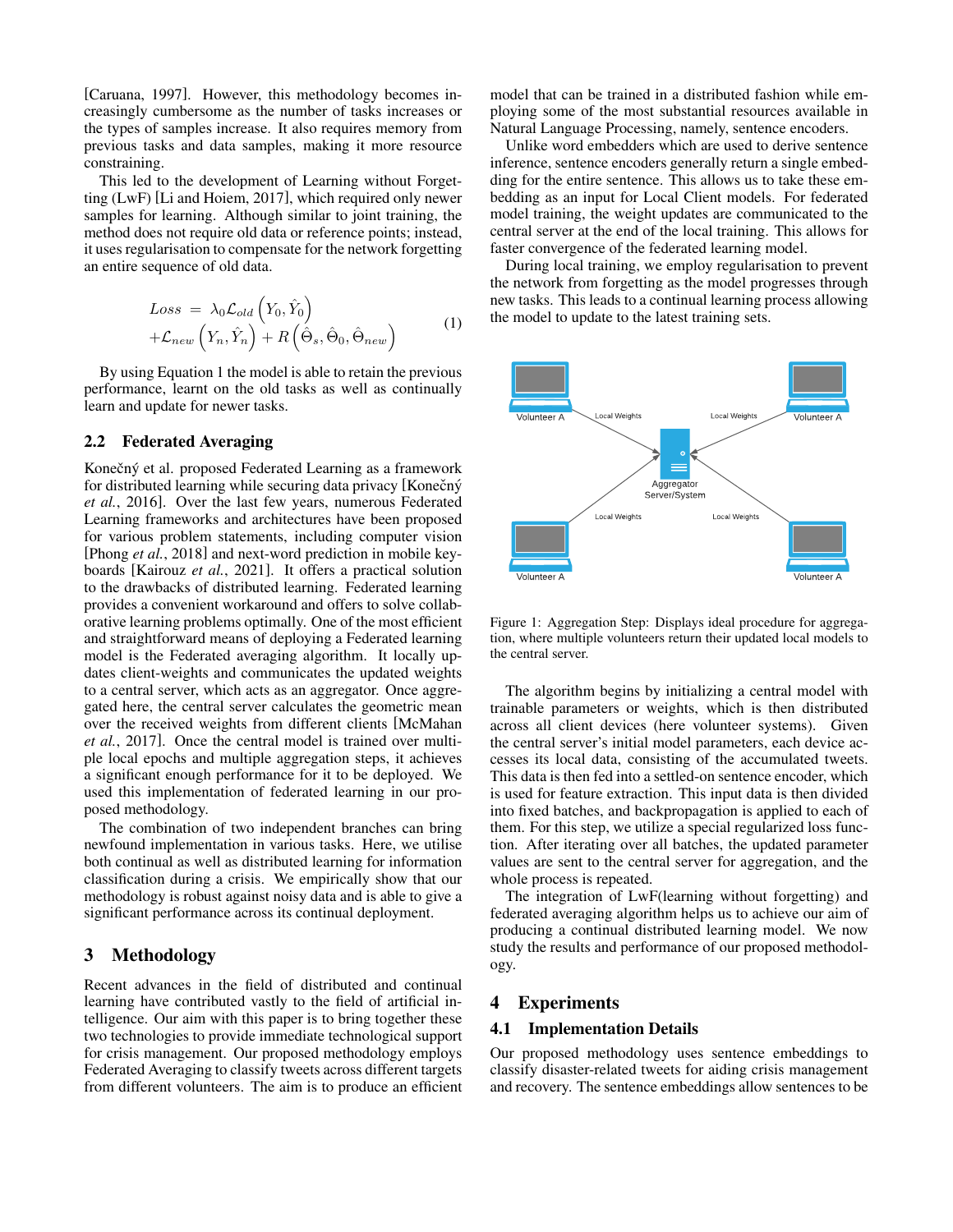[Caruana, 1997]. However, this methodology becomes increasingly cumbersome as the number of tasks increases or the types of samples increase. It also requires memory from previous tasks and data samples, making it more resource constraining.

This led to the development of Learning without Forgetting (LwF) [Li and Hoiem, 2017], which required only newer samples for learning. Although similar to joint training, the method does not require old data or reference points; instead, it uses regularisation to compensate for the network forgetting an entire sequence of old data.

$$
\begin{aligned}
Loss \;=\; & \lambda_0 \mathcal{L}_{old}\left(Y_0, \hat{Y}_0\right) \\
& + \mathcal{L}_{new}\left(Y_n, \hat{Y}_n\right) + R\left(\hat{\Theta}_s, \hat{\Theta}_0, \hat{\Theta}_{new}\right)
\end{aligned}
\tag{1}
$$

By using Equation 1 the model is able to retain the previous performance, learnt on the old tasks as well as continually learn and update for newer tasks.

### 2.2 Federated Averaging

Konečný et al. proposed Federated Learning as a framework for distributed learning while securing data privacy [Konečný *et al.*, 2016]. Over the last few years, numerous Federated Learning frameworks and architectures have been proposed for various problem statements, including computer vision [Phong *et al.*, 2018] and next-word prediction in mobile keyboards [Kairouz *et al.*, 2021]. It offers a practical solution to the drawbacks of distributed learning. Federated learning provides a convenient workaround and offers to solve collaborative learning problems optimally. One of the most efficient and straightforward means of deploying a Federated learning model is the Federated averaging algorithm. It locally updates client-weights and communicates the updated weights to a central server, which acts as an aggregator. Once aggregated here, the central server calculates the geometric mean over the received weights from different clients [McMahan *et al.*, 2017]. Once the central model is trained over multiple local epochs and multiple aggregation steps, it achieves a significant enough performance for it to be deployed. We used this implementation of federated learning in our proposed methodology.

The combination of two independent branches can bring newfound implementation in various tasks. Here, we utilise both continual as well as distributed learning for information classification during a crisis. We empirically show that our methodology is robust against noisy data and is able to give a significant performance across its continual deployment.

## 3 Methodology

Recent advances in the field of distributed and continual learning have contributed vastly to the field of artificial intelligence. Our aim with this paper is to bring together these two technologies to provide immediate technological support for crisis management. Our proposed methodology employs Federated Averaging to classify tweets across different targets from different volunteers. The aim is to produce an efficient model that can be trained in a distributed fashion while employing some of the most substantial resources available in Natural Language Processing, namely, sentence encoders.

Unlike word embedders which are used to derive sentence inference, sentence encoders generally return a single embedding for the entire sentence. This allows us to take these embedding as an input for Local Client models. For federated model training, the weight updates are communicated to the central server at the end of the local training. This allows for faster convergence of the federated learning model.

During local training, we employ regularisation to prevent the network from forgetting as the model progresses through new tasks. This leads to a continual learning process allowing the model to update to the latest training sets.

Figure 1: Aggregation Step: Displays ideal procedure for aggregation, where multiple volunteers return their updated local models to the central server.

The algorithm begins by initializing a central model with trainable parameters or weights, which is then distributed across all client devices (here volunteer systems). Given the central server's initial model parameters, each device accesses its local data, consisting of the accumulated tweets. This data is then fed into a settled-on sentence encoder, which is used for feature extraction. This input data is then divided into fixed batches, and backpropagation is applied to each of them. For this step, we utilize a special regularized loss function. After iterating over all batches, the updated parameter values are sent to the central server for aggregation, and the whole process is repeated.

The integration of LwF(learning without forgetting) and federated averaging algorithm helps us to achieve our aim of producing a continual distributed learning model. We now study the results and performance of our proposed methodology.

## 4 Experiments

### 4.1 Implementation Details

Our proposed methodology uses sentence embeddings to classify disaster-related tweets for aiding crisis management and recovery. The sentence embeddings allow sentences to be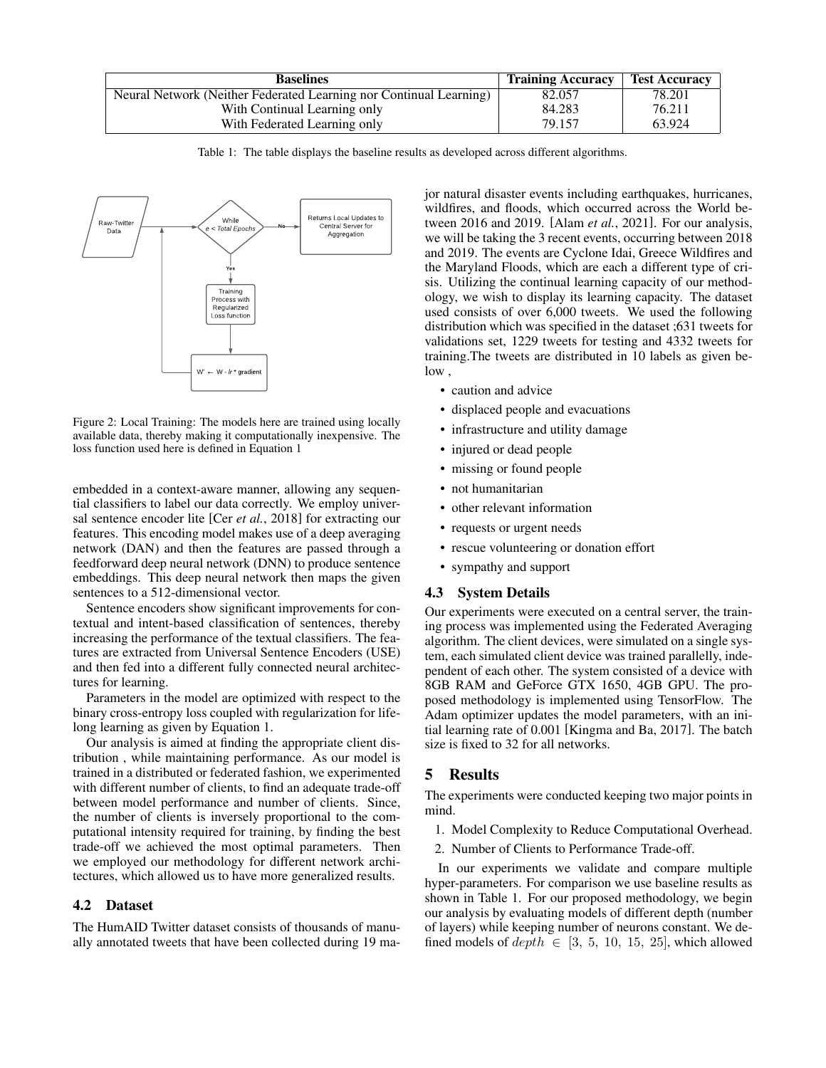| Baselines | Training Accuracy | Test Accuracy |
| --- | --- | --- |
| Neural Network (Neither Federated Learning nor Continual Learning) | 82.057 | 78.201 |
| With Continual Learning only | 84.283 | 76.211 |
| With Federated Learning only | 79.157 | 63.924 |

Table 1: The table displays the baseline results as developed across different algorithms.

Figure 2: Local Training: The models here are trained using locally available data, thereby making it computationally inexpensive. The loss function used here is defined in Equation 1

embedded in a context-aware manner, allowing any sequential classifiers to label our data correctly. We employ universal sentence encoder lite [Cer *et al.*, 2018] for extracting our features. This encoding model makes use of a deep averaging network (DAN) and then the features are passed through a feedforward deep neural network (DNN) to produce sentence embeddings. This deep neural network then maps the given sentences to a 512-dimensional vector.

Sentence encoders show significant improvements for contextual and intent-based classification of sentences, thereby increasing the performance of the textual classifiers. The features are extracted from Universal Sentence Encoders (USE) and then fed into a different fully connected neural architectures for learning.

Parameters in the model are optimized with respect to the binary cross-entropy loss coupled with regularization for lifelong learning as given by Equation 1.

Our analysis is aimed at finding the appropriate client distribution , while maintaining performance. As our model is trained in a distributed or federated fashion, we experimented with different number of clients, to find an adequate trade-off between model performance and number of clients. Since, the number of clients is inversely proportional to the computational intensity required for training, by finding the best trade-off we achieved the most optimal parameters. Then we employed our methodology for different network architectures, which allowed us to have more generalized results.

## 4.2 Dataset

The HumAID Twitter dataset consists of thousands of manually annotated tweets that have been collected during 19 major natural disaster events including earthquakes, hurricanes, wildfires, and floods, which occurred across the World between 2016 and 2019. [Alam *et al.*, 2021]. For our analysis, we will be taking the 3 recent events, occurring between 2018 and 2019. The events are Cyclone Idai, Greece Wildfires and the Maryland Floods, which are each a different type of crisis. Utilizing the continual learning capacity of our methodology, we wish to display its learning capacity. The dataset used consists of over 6,000 tweets. We used the following distribution which was specified in the dataset ;631 tweets for validations set, 1229 tweets for testing and 4332 tweets for training.The tweets are distributed in 10 labels as given below ,

- caution and advice
- displaced people and evacuations
- infrastructure and utility damage
- injured or dead people
- missing or found people
- not humanitarian
- other relevant information
- requests or urgent needs
- rescue volunteering or donation effort
- sympathy and support

## 4.3 System Details

Our experiments were executed on a central server, the training process was implemented using the Federated Averaging algorithm. The client devices, were simulated on a single system, each simulated client device was trained parallelly, independent of each other. The system consisted of a device with 8GB RAM and GeForce GTX 1650, 4GB GPU. The proposed methodology is implemented using TensorFlow. The Adam optimizer updates the model parameters, with an initial learning rate of 0.001 [Kingma and Ba, 2017]. The batch size is fixed to 32 for all networks.

# 5 Results

The experiments were conducted keeping two major points in mind.

1. Model Complexity to Reduce Computational Overhead.
2. Number of Clients to Performance Trade-off.

In our experiments we validate and compare multiple hyper-parameters. For comparison we use baseline results as shown in Table 1. For our proposed methodology, we begin our analysis by evaluating models of different depth (number of layers) while keeping number of neurons constant. We defined models of $depth \in [3, 5, 10, 15, 25]$, which allowed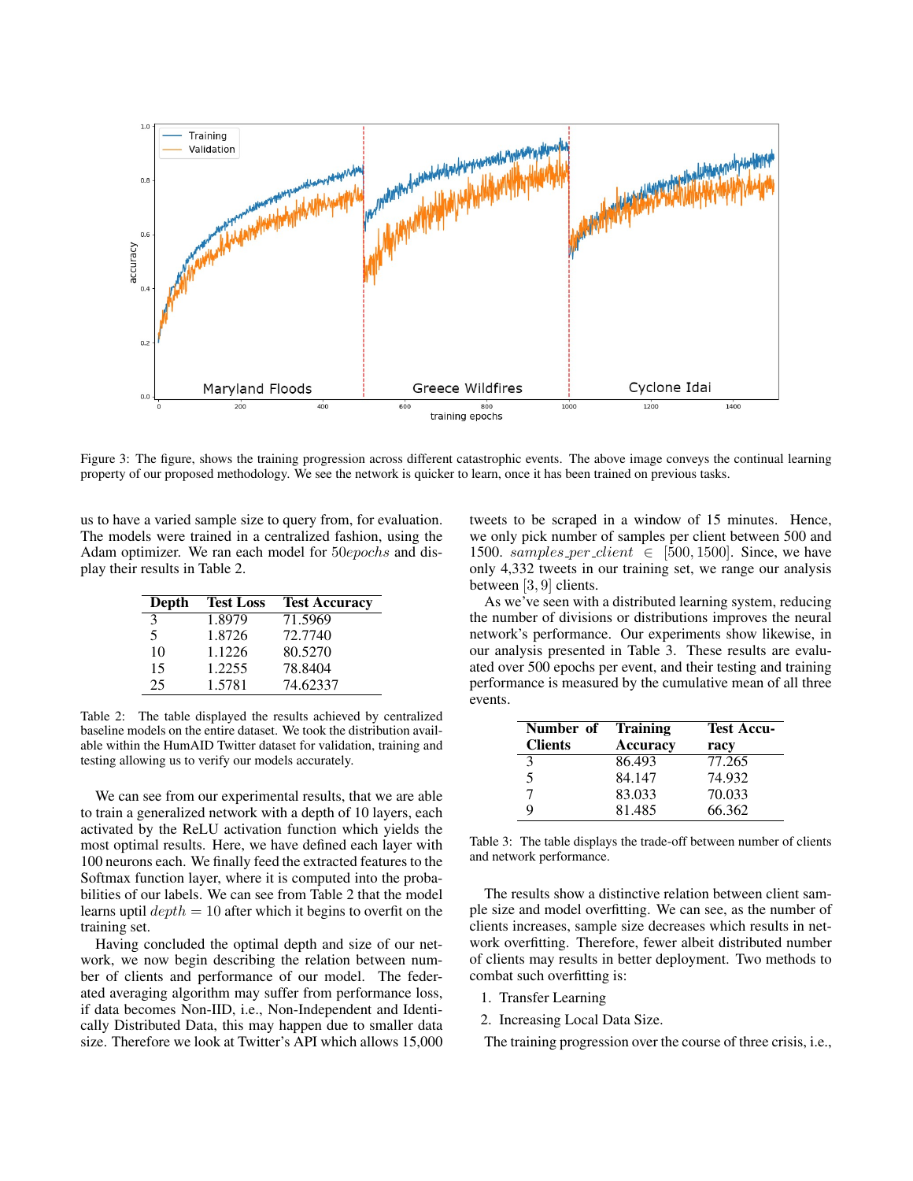Figure 3: The figure, shows the training progression across different catastrophic events. The above image conveys the continual learning property of our proposed methodology. We see the network is quicker to learn, once it has been trained on previous tasks.

us to have a varied sample size to query from, for evaluation. The models were trained in a centralized fashion, using the Adam optimizer. We ran each model for $50 epochs$ and display their results in Table 2.

| Depth | Test Loss | Test Accuracy |
|---|---|---|
| 3 | 1.8979 | 71.5969 |
| 5 | 1.8726 | 72.7740 |
| 10 | 1.1226 | 80.5270 |
| 15 | 1.2255 | 78.8404 |
| 25 | 1.5781 | 74.62337 |

Table 2: The table displayed the results achieved by centralized baseline models on the entire dataset. We took the distribution available within the HumAID Twitter dataset for validation, training and testing allowing us to verify our models accurately.

We can see from our experimental results, that we are able to train a generalized network with a depth of 10 layers, each activated by the ReLU activation function which yields the most optimal results. Here, we have defined each layer with 100 neurons each. We finally feed the extracted features to the Softmax function layer, where it is computed into the probabilities of our labels. We can see from Table 2 that the model learns uptil $depth = 10$ after which it begins to overfit on the training set.

Having concluded the optimal depth and size of our network, we now begin describing the relation between number of clients and performance of our model. The federated averaging algorithm may suffer from performance loss, if data becomes Non-IID, i.e., Non-Independent and Identically Distributed Data, this may happen due to smaller data size. Therefore we look at Twitter's API which allows 15,000 tweets to be scraped in a window of 15 minutes. Hence, we only pick number of samples per client between 500 and 1500. $samples\_per\_client \in [500, 1500]$. Since, we have only 4,332 tweets in our training set, we range our analysis between $[3, 9]$ clients.

As we've seen with a distributed learning system, reducing the number of divisions or distributions improves the neural network's performance. Our experiments show likewise, in our analysis presented in Table 3. These results are evaluated over 500 epochs per event, and their testing and training performance is measured by the cumulative mean of all three events.

| Number of Clients | Training Accuracy | Test Accuracy |
|---|---|---|
| 3 | 86.493 | 77.265 |
| 5 | 84.147 | 74.932 |
| 7 | 83.033 | 70.033 |
| 9 | 81.485 | 66.362 |

Table 3: The table displays the trade-off between number of clients and network performance.

The results show a distinctive relation between client sample size and model overfitting. We can see, as the number of clients increases, sample size decreases which results in network overfitting. Therefore, fewer albeit distributed number of clients may results in better deployment. Two methods to combat such overfitting is:

1. Transfer Learning
2. Increasing Local Data Size.

The training progression over the course of three crisis, i.e.,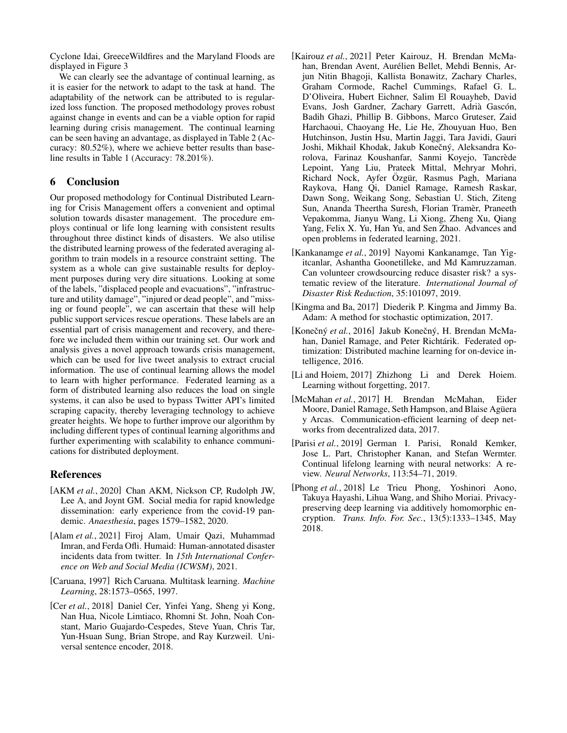Cyclone Idai, GreeceWildfires and the Maryland Floods are displayed in Figure 3

We can clearly see the advantage of continual learning, as it is easier for the network to adapt to the task at hand. The adaptability of the network can be attributed to is regularized loss function. The proposed methodology proves robust against change in events and can be a viable option for rapid learning during crisis management. The continual learning can be seen having an advantage, as displayed in Table 2 (Accuracy: 80.52%), where we achieve better results than baseline results in Table 1 (Accuracy: 78.201%).

## 6 Conclusion

Our proposed methodology for Continual Distributed Learning for Crisis Management offers a convenient and optimal solution towards disaster management. The procedure employs continual or life long learning with consistent results throughout three distinct kinds of disasters. We also utilise the distributed learning prowess of the federated averaging algorithm to train models in a resource constraint setting. The system as a whole can give sustainable results for deployment purposes during very dire situations. Looking at some of the labels, "displaced people and evacuations", "infrastructure and utility damage", "injured or dead people", and "missing or found people", we can ascertain that these will help public support services rescue operations. These labels are an essential part of crisis management and recovery, and therefore we included them within our training set. Our work and analysis gives a novel approach towards crisis management, which can be used for live tweet analysis to extract crucial information. The use of continual learning allows the model to learn with higher performance. Federated learning as a form of distributed learning also reduces the load on single systems, it can also be used to bypass Twitter API's limited scraping capacity, thereby leveraging technology to achieve greater heights. We hope to further improve our algorithm by including different types of continual learning algorithms and further experimenting with scalability to enhance communications for distributed deployment.

## References

[AKM *et al.*, 2020] Chan AKM, Nickson CP, Rudolph JW, Lee A, and Joynt GM. Social media for rapid knowledge dissemination: early experience from the covid-19 pandemic. *Anaesthesia*, pages 1579–1582, 2020.

[Alam *et al.*, 2021] Firoj Alam, Umair Qazi, Muhammad Imran, and Ferda Ofli. Humaid: Human-annotated disaster incidents data from twitter. In *15th International Conference on Web and Social Media (ICWSM)*, 2021.

[Caruana, 1997] Rich Caruana. Multitask learning. *Machine Learning*, 28:1573–0565, 1997.

[Cer *et al.*, 2018] Daniel Cer, Yinfei Yang, Sheng yi Kong, Nan Hua, Nicole Limtiaco, Rhomni St. John, Noah Constant, Mario Guajardo-Cespedes, Steve Yuan, Chris Tar, Yun-Hsuan Sung, Brian Strope, and Ray Kurzweil. Universal sentence encoder, 2018.

[Kairouz *et al.*, 2021] Peter Kairouz, H. Brendan McMahan, Brendan Avent, Aurélien Bellet, Mehdi Bennis, Arjun Nitin Bhagoji, Kallista Bonawitz, Zachary Charles, Graham Cormode, Rachel Cummings, Rafael G. L. D'Oliveira, Hubert Eichner, Salim El Rouayheb, David Evans, Josh Gardner, Zachary Garrett, Adrià Gascón, Badih Ghazi, Phillip B. Gibbons, Marco Gruteser, Zaid Harchaoui, Chaoyang He, Lie He, Zhouyuan Huo, Ben Hutchinson, Justin Hsu, Martin Jaggi, Tara Javidi, Gauri Joshi, Mikhail Khodak, Jakub Konečný, Aleksandra Korolova, Farinaz Koushanfar, Sanmi Koyejo, Tancrède Lepoint, Yang Liu, Prateek Mittal, Mehryar Mohri, Richard Nock, Ayfer Özgür, Rasmus Pagh, Mariana Raykova, Hang Qi, Daniel Ramage, Ramesh Raskar, Dawn Song, Weikang Song, Sebastian U. Stich, Ziteng Sun, Ananda Theertha Suresh, Florian Tramèr, Praneeth Vepakomma, Jianyu Wang, Li Xiong, Zheng Xu, Qiang Yang, Felix X. Yu, Han Yu, and Sen Zhao. Advances and open problems in federated learning, 2021.

[Kankanamge *et al.*, 2019] Nayomi Kankanamge, Tan Yigitcanlar, Ashantha Goonetilleke, and Md Kamruzzaman. Can volunteer crowdsourcing reduce disaster risk? a systematic review of the literature. *International Journal of Disaster Risk Reduction*, 35:101097, 2019.

[Kingma and Ba, 2017] Diederik P. Kingma and Jimmy Ba. Adam: A method for stochastic optimization, 2017.

[Konečný *et al.*, 2016] Jakub Konečný, H. Brendan McMahan, Daniel Ramage, and Peter Richtárik. Federated optimization: Distributed machine learning for on-device intelligence, 2016.

[Li and Hoiem, 2017] Zhizhong Li and Derek Hoiem. Learning without forgetting, 2017.

[McMahan *et al.*, 2017] H. Brendan McMahan, Eider Moore, Daniel Ramage, Seth Hampson, and Blaise Agüera y Arcas. Communication-efficient learning of deep networks from decentralized data, 2017.

[Parisi *et al.*, 2019] German I. Parisi, Ronald Kemker, Jose L. Part, Christopher Kanan, and Stefan Wermter. Continual lifelong learning with neural networks: A review. *Neural Networks*, 113:54–71, 2019.

[Phong *et al.*, 2018] Le Trieu Phong, Yoshinori Aono, Takuya Hayashi, Lihua Wang, and Shiho Moriai. Privacy-preserving deep learning via additively homomorphic encryption. *Trans. Info. For. Sec.*, 13(5):1333–1345, May 2018.